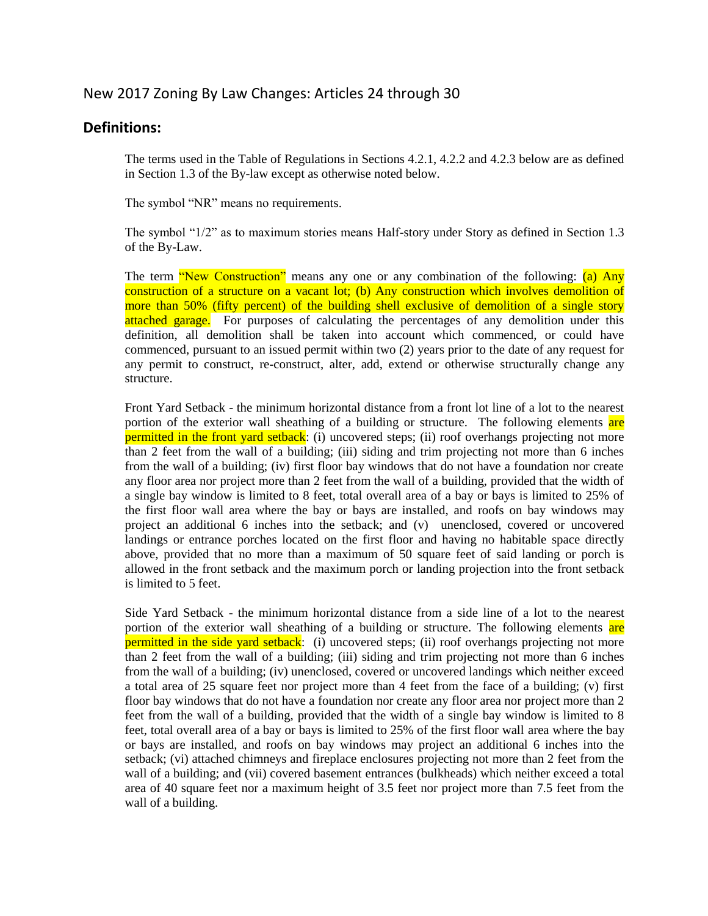## New 2017 Zoning By Law Changes: Articles 24 through 30

### Definitions:

The terms used in the Table of Regulations in Sections 4.2.1, 4.2.2 and 4.2.3 below are as defined in Section 1.3 of the By-law except as otherwise noted below.

The symbol "NR" means no requirements.

The symbol "1/2" as to maximum stories means Half-story under Story as defined in Section 1.3 of the By-Law.

The term "New Construction" means any one or any combination of the following: (a) Any construction of a structure on a vacant lot; (b) Any construction which involves demolition of more than 50% (fifty percent) of the building shell exclusive of demolition of a single story attached garage. For purposes of calculating the percentages of any demolition under this definition, all demolition shall be taken into account which commenced, or could have commenced, pursuant to an issued permit within two (2) years prior to the date of any request for any permit to construct, re-construct, alter, add, extend or otherwise structurally change any structure.

Front Yard Setback - the minimum horizontal distance from a front lot line of a lot to the nearest portion of the exterior wall sheathing of a building or structure. The following elements are permitted in the front yard setback: (i) uncovered steps; (ii) roof overhangs projecting not more than 2 feet from the wall of a building; (iii) siding and trim projecting not more than 6 inches from the wall of a building; (iv) first floor bay windows that do not have a foundation nor create any floor area nor project more than 2 feet from the wall of a building, provided that the width of a single bay window is limited to 8 feet, total overall area of a bay or bays is limited to 25% of the first floor wall area where the bay or bays are installed, and roofs on bay windows may project an additional 6 inches into the setback; and (v) unenclosed, covered or uncovered landings or entrance porches located on the first floor and having no habitable space directly above, provided that no more than a maximum of 50 square feet of said landing or porch is allowed in the front setback and the maximum porch or landing projection into the front setback is limited to 5 feet.

Side Yard Setback - the minimum horizontal distance from a side line of a lot to the nearest portion of the exterior wall sheathing of a building or structure. The following elements are permitted in the side yard setback: (i) uncovered steps; (ii) roof overhangs projecting not more than 2 feet from the wall of a building; (iii) siding and trim projecting not more than 6 inches from the wall of a building; (iv) unenclosed, covered or uncovered landings which neither exceed a total area of 25 square feet nor project more than 4 feet from the face of a building; (v) first floor bay windows that do not have a foundation nor create any floor area nor project more than 2 feet from the wall of a building, provided that the width of a single bay window is limited to 8 feet, total overall area of a bay or bays is limited to 25% of the first floor wall area where the bay or bays are installed, and roofs on bay windows may project an additional 6 inches into the setback; (vi) attached chimneys and fireplace enclosures projecting not more than 2 feet from the wall of a building; and (vii) covered basement entrances (bulkheads) which neither exceed a total area of 40 square feet nor a maximum height of 3.5 feet nor project more than 7.5 feet from the wall of a building.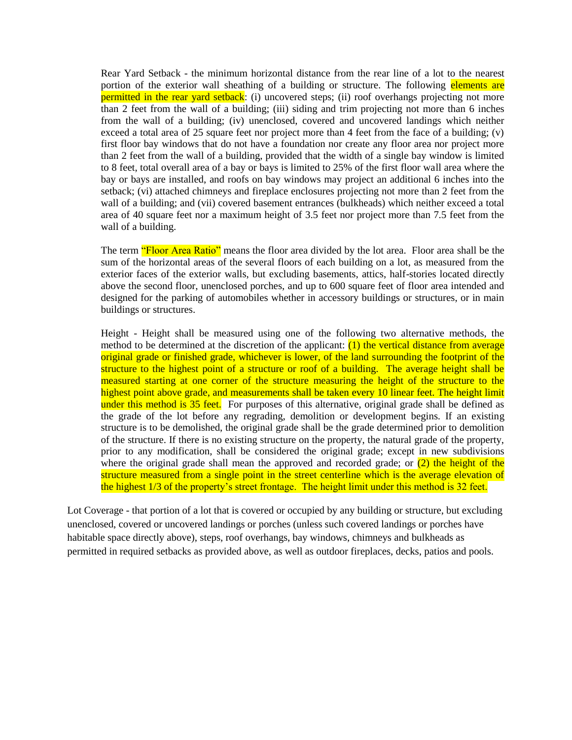Rear Yard Setback - the minimum horizontal distance from the rear line of a lot to the nearest portion of the exterior wall sheathing of a building or structure. The following elements are permitted in the rear yard setback: (i) uncovered steps; (ii) roof overhangs projecting not more than 2 feet from the wall of a building; (iii) siding and trim projecting not more than 6 inches from the wall of a building; (iv) unenclosed, covered and uncovered landings which neither exceed a total area of 25 square feet nor project more than 4 feet from the face of a building; (v) first floor bay windows that do not have a foundation nor create any floor area nor project more than 2 feet from the wall of a building, provided that the width of a single bay window is limited to 8 feet, total overall area of a bay or bays is limited to 25% of the first floor wall area where the bay or bays are installed, and roofs on bay windows may project an additional 6 inches into the setback; (vi) attached chimneys and fireplace enclosures projecting not more than 2 feet from the wall of a building; and (vii) covered basement entrances (bulkheads) which neither exceed a total area of 40 square feet nor a maximum height of 3.5 feet nor project more than 7.5 feet from the wall of a building.

The term "Floor Area Ratio" means the floor area divided by the lot area. Floor area shall be the sum of the horizontal areas of the several floors of each building on a lot, as measured from the exterior faces of the exterior walls, but excluding basements, attics, half-stories located directly above the second floor, unenclosed porches, and up to 600 square feet of floor area intended and designed for the parking of automobiles whether in accessory buildings or structures, or in main buildings or structures.

Height - Height shall be measured using one of the following two alternative methods, the method to be determined at the discretion of the applicant: (1) the vertical distance from average original grade or finished grade, whichever is lower, of the land surrounding the footprint of the structure to the highest point of a structure or roof of a building. The average height shall be measured starting at one corner of the structure measuring the height of the structure to the highest point above grade, and measurements shall be taken every 10 linear feet. The height limit under this method is 35 feet. For purposes of this alternative, original grade shall be defined as the grade of the lot before any regrading, demolition or development begins. If an existing structure is to be demolished, the original grade shall be the grade determined prior to demolition of the structure. If there is no existing structure on the property, the natural grade of the property, prior to any modification, shall be considered the original grade; except in new subdivisions where the original grade shall mean the approved and recorded grade; or (2) the height of the structure measured from a single point in the street centerline which is the average elevation of the highest 1/3 of the property's street frontage. The height limit under this method is 32 feet.

Lot Coverage - that portion of a lot that is covered or occupied by any building or structure, but excluding unenclosed, covered or uncovered landings or porches (unless such covered landings or porches have habitable space directly above), steps, roof overhangs, bay windows, chimneys and bulkheads as permitted in required setbacks as provided above, as well as outdoor fireplaces, decks, patios and pools.